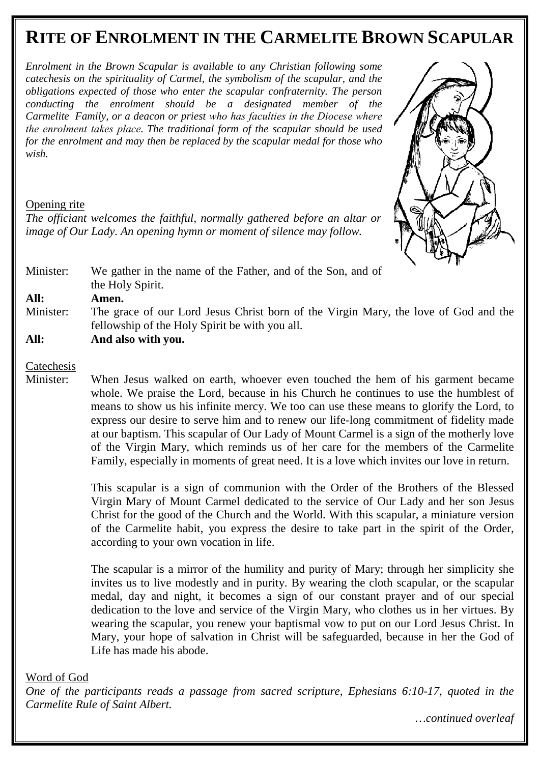# RITE OF ENROLMENT IN THE CARMELITE BROWN SCAPULAR

*Enrolment in the Brown Scapular is available to any Christian following some catechesis on the spirituality of Carmel, the symbolism of the scapular, and the obligations expected of those who enter the scapular confraternity. The person conducting the enrolment should be a designated member of the Carmelite Family, or a deacon or priest who has faculties in the Diocese where the enrolment takes place. The traditional form of the scapular should be used for the enrolment and may then be replaced by the scapular medal for those who wish.*

Opening rite

*The officiant welcomes the faithful, normally gathered before an altar or image of Our Lady. An opening hymn or moment of silence may follow.*

Minister: We gather in the name of the Father, and of the Son, and of the Holy Spirit.

**All: Amen.**

Minister: The grace of our Lord Jesus Christ born of the Virgin Mary, the love of God and the fellowship of the Holy Spirit be with you all.

**All: And also with you.**

Catechesis

Minister: When Jesus walked on earth, whoever even touched the hem of his garment became whole. We praise the Lord, because in his Church he continues to use the humblest of means to show us his infinite mercy. We too can use these means to glorify the Lord, to express our desire to serve him and to renew our life-long commitment of fidelity made at our baptism. This scapular of Our Lady of Mount Carmel is a sign of the motherly love of the Virgin Mary, which reminds us of her care for the members of the Carmelite Family, especially in moments of great need. It is a love which invites our love in return.

This scapular is a sign of communion with the Order of the Brothers of the Blessed Virgin Mary of Mount Carmel dedicated to the service of Our Lady and her son Jesus Christ for the good of the Church and the World. With this scapular, a miniature version of the Carmelite habit, you express the desire to take part in the spirit of the Order, according to your own vocation in life.

The scapular is a mirror of the humility and purity of Mary; through her simplicity she invites us to live modestly and in purity. By wearing the cloth scapular, or the scapular medal, day and night, it becomes a sign of our constant prayer and of our special dedication to the love and service of the Virgin Mary, who clothes us in her virtues. By wearing the scapular, you renew your baptismal vow to put on our Lord Jesus Christ. In Mary, your hope of salvation in Christ will be safeguarded, because in her the God of Life has made his abode.

Word of God

*One of the participants reads a passage from sacred scripture, Ephesians 6:10-17, quoted in the Carmelite Rule of Saint Albert.*

*…continued overleaf*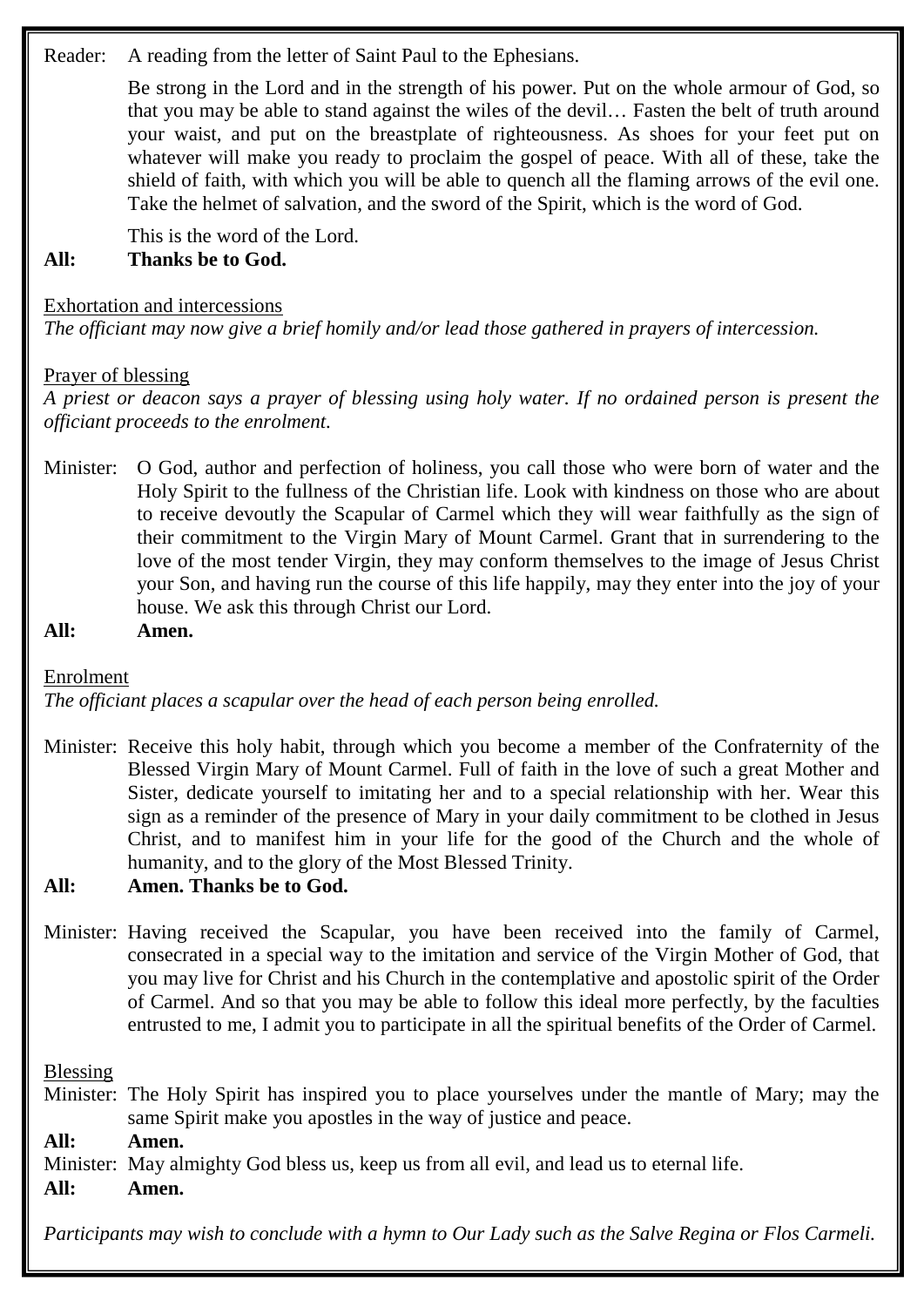Reader: A reading from the letter of Saint Paul to the Ephesians.

Be strong in the Lord and in the strength of his power. Put on the whole armour of God, so that you may be able to stand against the wiles of the devil… Fasten the belt of truth around your waist, and put on the breastplate of righteousness. As shoes for your feet put on whatever will make you ready to proclaim the gospel of peace. With all of these, take the shield of faith, with which you will be able to quench all the flaming arrows of the evil one. Take the helmet of salvation, and the sword of the Spirit, which is the word of God.

This is the word of the Lord.

**All: Thanks be to God.**

<u>Exhortation and intercessions</u>

*The officiant may now give a brief homily and/or lead those gathered in prayers of intercession.*

<u>Prayer of blessing</u>

*A priest or deacon says a prayer of blessing using holy water. If no ordained person is present the officiant proceeds to the enrolment.*

Minister: O God, author and perfection of holiness, you call those who were born of water and the Holy Spirit to the fullness of the Christian life. Look with kindness on those who are about to receive devoutly the Scapular of Carmel which they will wear faithfully as the sign of their commitment to the Virgin Mary of Mount Carmel. Grant that in surrendering to the love of the most tender Virgin, they may conform themselves to the image of Jesus Christ your Son, and having run the course of this life happily, may they enter into the joy of your house. We ask this through Christ our Lord.

**All: Amen.**

<u>Enrolment</u>

*The officiant places a scapular over the head of each person being enrolled.*

Minister: Receive this holy habit, through which you become a member of the Confraternity of the Blessed Virgin Mary of Mount Carmel. Full of faith in the love of such a great Mother and Sister, dedicate yourself to imitating her and to a special relationship with her. Wear this sign as a reminder of the presence of Mary in your daily commitment to be clothed in Jesus Christ, and to manifest him in your life for the good of the Church and the whole of humanity, and to the glory of the Most Blessed Trinity.

**All: Amen. Thanks be to God.**

Minister: Having received the Scapular, you have been received into the family of Carmel, consecrated in a special way to the imitation and service of the Virgin Mother of God, that you may live for Christ and his Church in the contemplative and apostolic spirit of the Order of Carmel. And so that you may be able to follow this ideal more perfectly, by the faculties entrusted to me, I admit you to participate in all the spiritual benefits of the Order of Carmel.

<u>Blessing</u>

Minister: The Holy Spirit has inspired you to place yourselves under the mantle of Mary; may the same Spirit make you apostles in the way of justice and peace.

**All: Amen.**

Minister: May almighty God bless us, keep us from all evil, and lead us to eternal life.

**All: Amen.**

*Participants may wish to conclude with a hymn to Our Lady such as the Salve Regina or Flos Carmeli.*